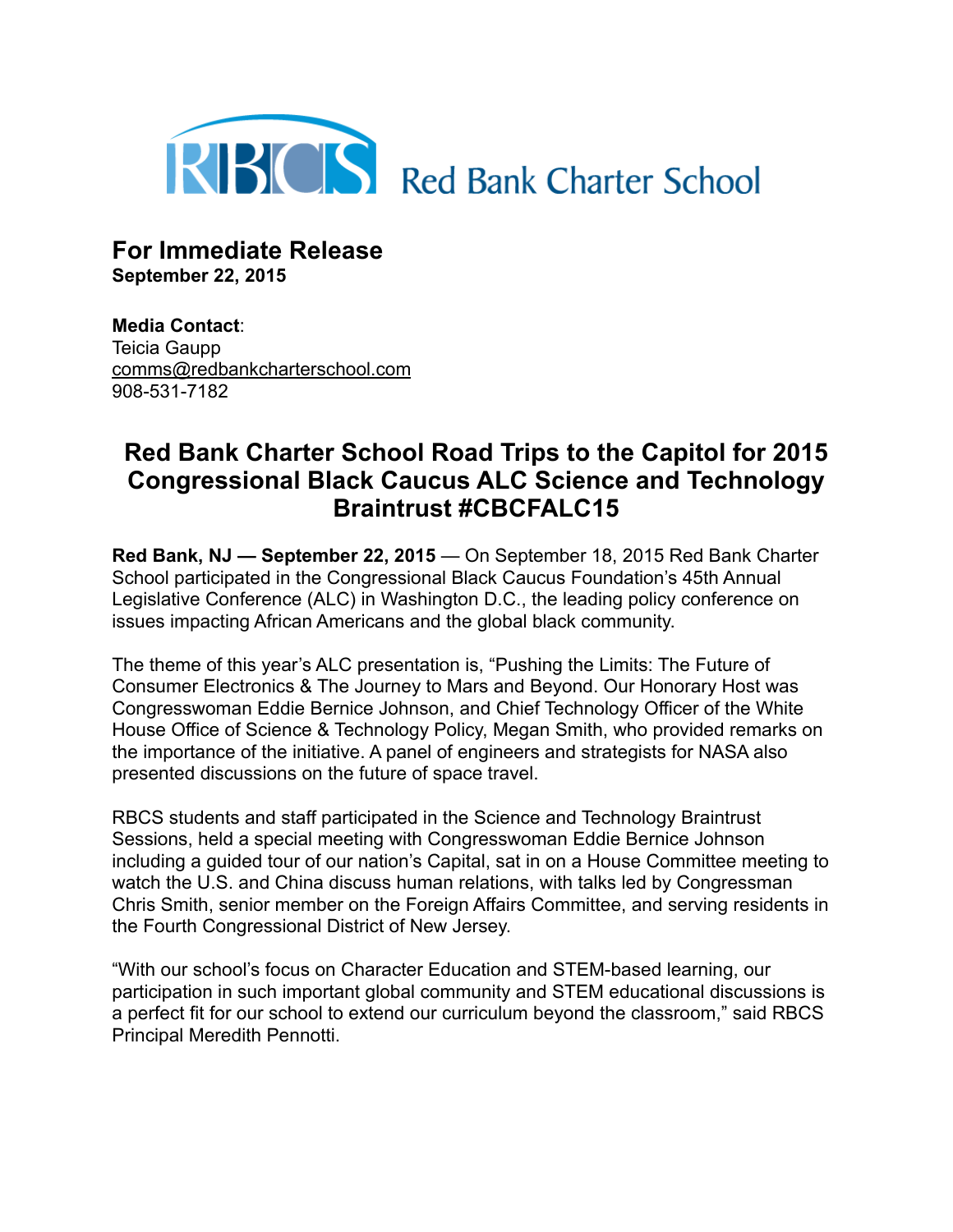RBCS Red Bank Charter School

## For Immediate Release
**September 22, 2015**

**Media Contact**:
Teicia Gaupp
comms@redbankcharterschool.com
908-531-7182

# Red Bank Charter School Road Trips to the Capitol for 2015 Congressional Black Caucus ALC Science and Technology Braintrust #CBCFALC15

**Red Bank, NJ — September 22, 2015** — On September 18, 2015 Red Bank Charter School participated in the Congressional Black Caucus Foundation's 45th Annual Legislative Conference (ALC) in Washington D.C., the leading policy conference on issues impacting African Americans and the global black community.

The theme of this year's ALC presentation is, "Pushing the Limits: The Future of Consumer Electronics & The Journey to Mars and Beyond. Our Honorary Host was Congresswoman Eddie Bernice Johnson, and Chief Technology Officer of the White House Office of Science & Technology Policy, Megan Smith, who provided remarks on the importance of the initiative. A panel of engineers and strategists for NASA also presented discussions on the future of space travel.

RBCS students and staff participated in the Science and Technology Braintrust Sessions, held a special meeting with Congresswoman Eddie Bernice Johnson including a guided tour of our nation's Capital, sat in on a House Committee meeting to watch the U.S. and China discuss human relations, with talks led by Congressman Chris Smith, senior member on the Foreign Affairs Committee, and serving residents in the Fourth Congressional District of New Jersey.

"With our school's focus on Character Education and STEM-based learning, our participation in such important global community and STEM educational discussions is a perfect fit for our school to extend our curriculum beyond the classroom," said RBCS Principal Meredith Pennotti.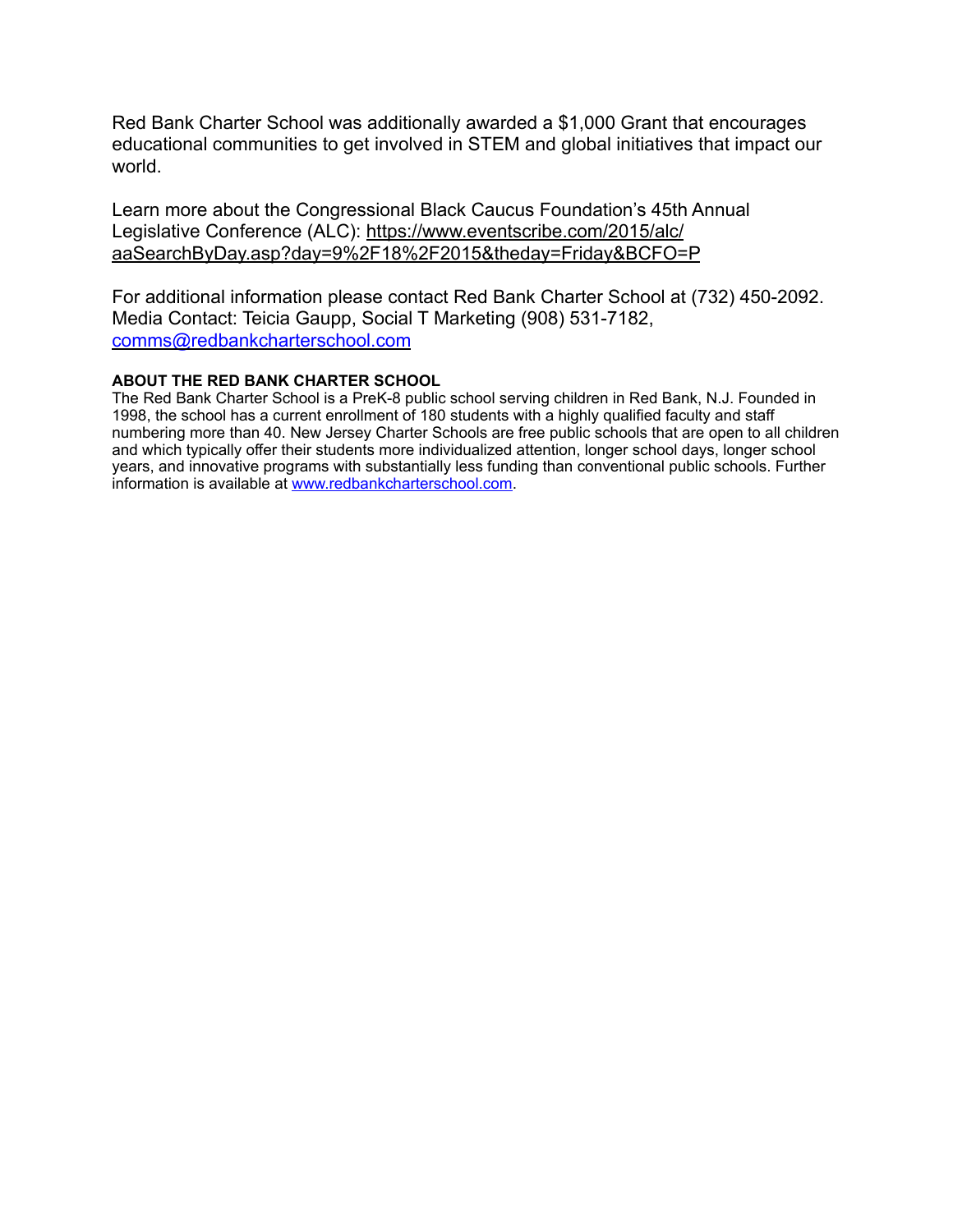Red Bank Charter School was additionally awarded a $1,000 Grant that encourages educational communities to get involved in STEM and global initiatives that impact our world.

Learn more about the Congressional Black Caucus Foundation's 45th Annual Legislative Conference (ALC): https://www.eventscribe.com/2015/alc/aaSearchByDay.asp?day=9%2F18%2F2015&theday=Friday&BCFO=P

For additional information please contact Red Bank Charter School at (732) 450-2092.
Media Contact: Teicia Gaupp, Social T Marketing (908) 531-7182, comms@redbankcharterschool.com

**ABOUT THE RED BANK CHARTER SCHOOL**
The Red Bank Charter School is a PreK-8 public school serving children in Red Bank, N.J. Founded in 1998, the school has a current enrollment of 180 students with a highly qualified faculty and staff numbering more than 40. New Jersey Charter Schools are free public schools that are open to all children and which typically offer their students more individualized attention, longer school days, longer school years, and innovative programs with substantially less funding than conventional public schools. Further information is available at www.redbankcharterschool.com.